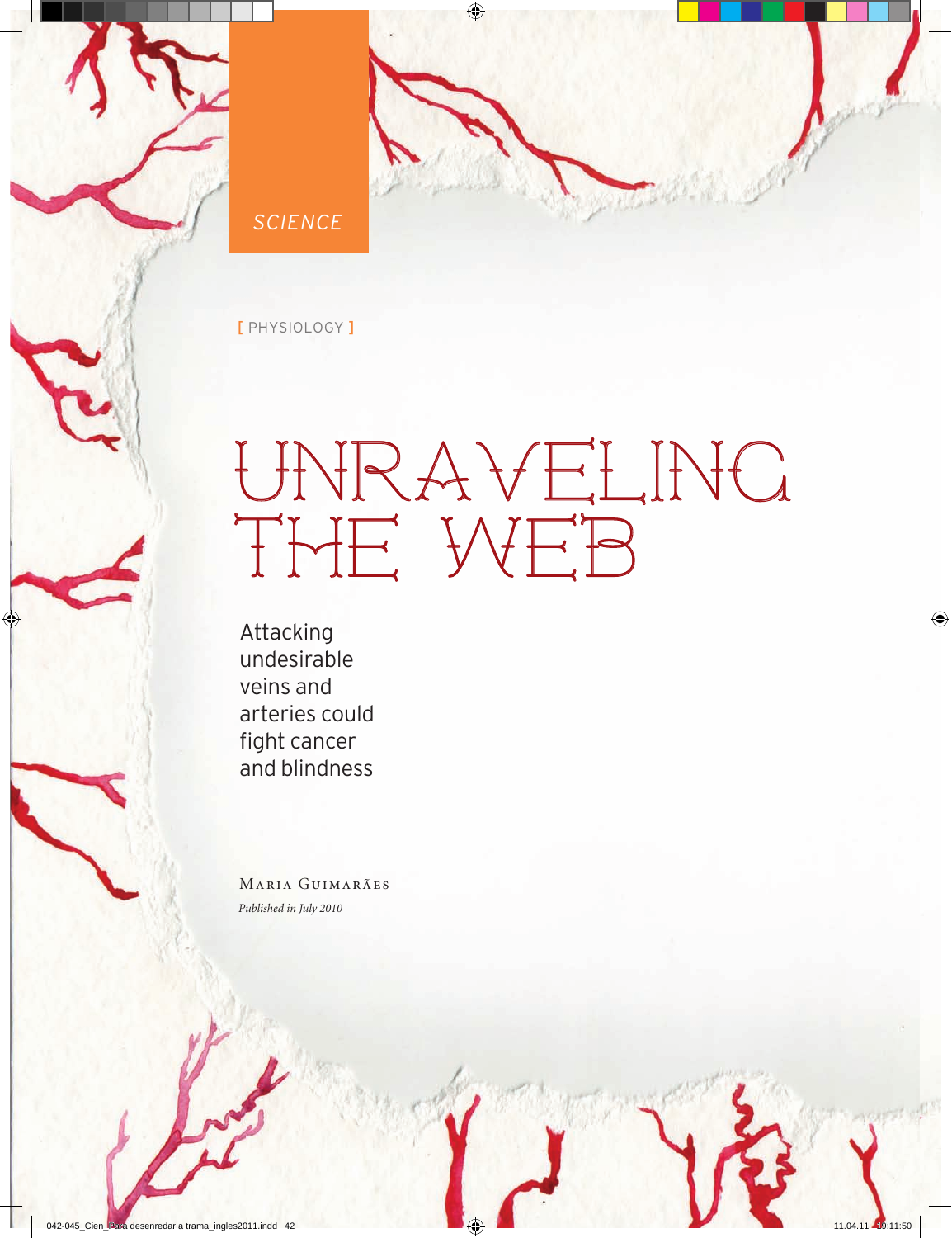SCIENCE

[ PHYSIOLOGY ]

# UNRAVELING THE WEB

## Attacking undesirable veins and arteries could fight cancer and blindness

MARIA GUIMARÃES

*Published in July 2010*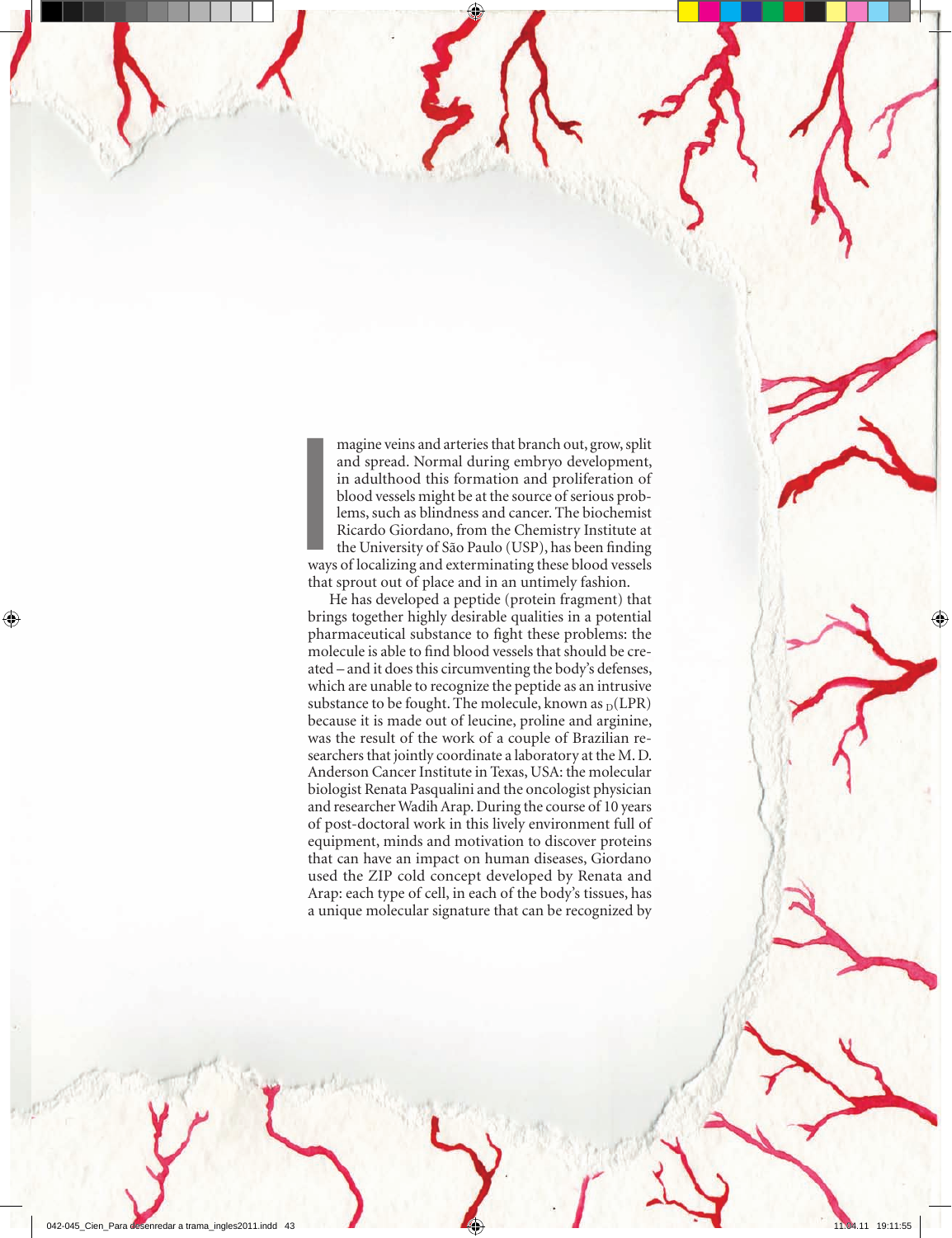Imagine veins and arteries that branch out, grow, split and spread. Normal during embryo development, in adulthood this formation and proliferation of blood vessels might be at the source of serious problems, such as blindness and cancer. The biochemist Ricardo Giordano, from the Chemistry Institute at the University of São Paulo (USP), has been finding ways of localizing and exterminating these blood vessels that sprout out of place and in an untimely fashion.

He has developed a peptide (protein fragment) that brings together highly desirable qualities in a potential pharmaceutical substance to fight these problems: the molecule is able to find blood vessels that should be created – and it does this circumventing the body's defenses, which are unable to recognize the peptide as an intrusive substance to be fought. The molecule, known as $_{D}$(LPR) because it is made out of leucine, proline and arginine, was the result of the work of a couple of Brazilian researchers that jointly coordinate a laboratory at the M. D. Anderson Cancer Institute in Texas, USA: the molecular biologist Renata Pasqualini and the oncologist physician and researcher Wadih Arap. During the course of 10 years of post-doctoral work in this lively environment full of equipment, minds and motivation to discover proteins that can have an impact on human diseases, Giordano used the ZIP cold concept developed by Renata and Arap: each type of cell, in each of the body's tissues, has a unique molecular signature that can be recognized by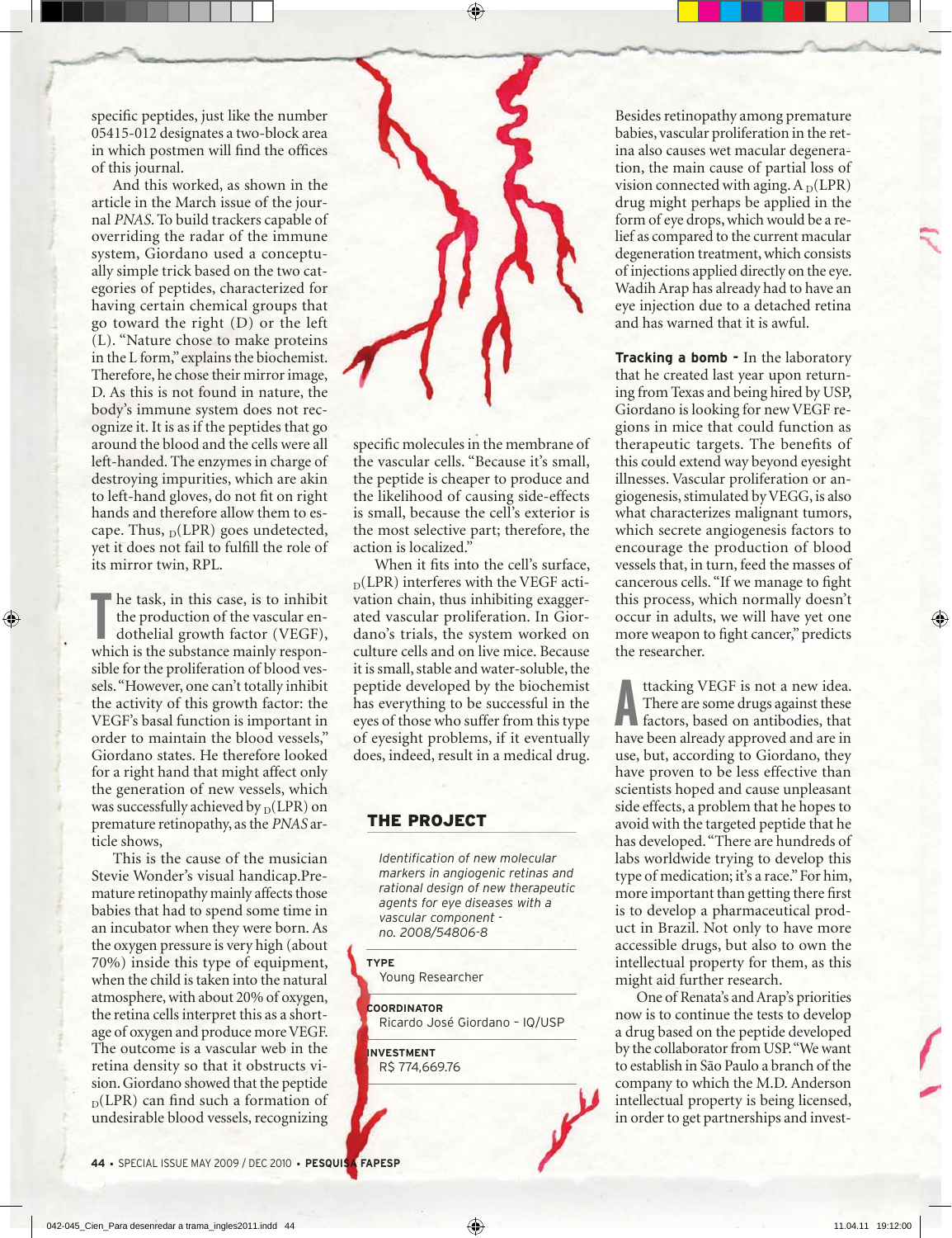specific peptides, just like the number 05415-012 designates a two-block area in which postmen will find the offices of this journal.

And this worked, as shown in the article in the March issue of the journal *PNAS*. To build trackers capable of overriding the radar of the immune system, Giordano used a conceptually simple trick based on the two categories of peptides, characterized for having certain chemical groups that go toward the right (D) or the left (L). "Nature chose to make proteins in the L form," explains the biochemist. Therefore, he chose their mirror image, D. As this is not found in nature, the body's immune system does not recognize it. It is as if the peptides that go around the blood and the cells were all left-handed. The enzymes in charge of destroying impurities, which are akin to left-hand gloves, do not fit on right hands and therefore allow them to escape. Thus, $_D$(LPR) goes undetected, yet it does not fail to fulfill the role of its mirror twin, RPL.

The task, in this case, is to inhibit the production of the vascular endothelial growth factor (VEGF), which is the substance mainly responsible for the proliferation of blood vessels. "However, one can't totally inhibit the activity of this growth factor: the VEGF's basal function is important in order to maintain the blood vessels," Giordano states. He therefore looked for a right hand that might affect only the generation of new vessels, which was successfully achieved by $_D$(LPR) on premature retinopathy, as the *PNAS* article shows,

This is the cause of the musician Stevie Wonder's visual handicap. Premature retinopathy mainly affects those babies that had to spend some time in an incubator when they were born. As the oxygen pressure is very high (about 70%) inside this type of equipment, when the child is taken into the natural atmosphere, with about 20% of oxygen, the retina cells interpret this as a shortage of oxygen and produce more VEGF. The outcome is a vascular web in the retina density so that it obstructs vision. Giordano showed that the peptide $_D$(LPR) can find such a formation of undesirable blood vessels, recognizing specific molecules in the membrane of the vascular cells. "Because it's small, the peptide is cheaper to produce and the likelihood of causing side-effects is small, because the cell's exterior is the most selective part; therefore, the action is localized."

When it fits into the cell's surface, $_D$(LPR) interferes with the VEGF activation chain, thus inhibiting exaggerated vascular proliferation. In Giordano's trials, the system worked on culture cells and on live mice. Because it is small, stable and water-soluble, the peptide developed by the biochemist has everything to be successful in the eyes of those who suffer from this type of eyesight problems, if it eventually does, indeed, result in a medical drug.

## THE PROJECT

*Identification of new molecular markers in angiogenic retinas and rational design of new therapeutic agents for eye diseases with a vascular component - no. 2008/54806-8*

**TYPE**
Young Researcher

**COORDINATOR**
Ricardo José Giordano – IQ/USP

**INVESTMENT**
R$ 774,669.76

Besides retinopathy among premature babies, vascular proliferation in the retina also causes wet macular degeneration, the main cause of partial loss of vision connected with aging. A $_D$(LPR) drug might perhaps be applied in the form of eye drops, which would be a relief as compared to the current macular degeneration treatment, which consists of injections applied directly on the eye. Wadih Arap has already had to have an eye injection due to a detached retina and has warned that it is awful.

**Tracking a bomb -** In the laboratory that he created last year upon returning from Texas and being hired by USP, Giordano is looking for new VEGF regions in mice that could function as therapeutic targets. The benefits of this could extend way beyond eyesight illnesses. Vascular proliferation or angiogenesis, stimulated by VEGG, is also what characterizes malignant tumors, which secrete angiogenesis factors to encourage the production of blood vessels that, in turn, feed the masses of cancerous cells. "If we manage to fight this process, which normally doesn't occur in adults, we will have yet one more weapon to fight cancer," predicts the researcher.

Attacking VEGF is not a new idea. There are some drugs against these factors, based on antibodies, that have been already approved and are in use, but, according to Giordano, they have proven to be less effective than scientists hoped and cause unpleasant side effects, a problem that he hopes to avoid with the targeted peptide that he has developed. "There are hundreds of labs worldwide trying to develop this type of medication; it's a race." For him, more important than getting there first is to develop a pharmaceutical product in Brazil. Not only to have more accessible drugs, but also to own the intellectual property for them, as this might aid further research.

One of Renata's and Arap's priorities now is to continue the tests to develop a drug based on the peptide developed by the collaborator from USP. "We want to establish in São Paulo a branch of the company to which the M.D. Anderson intellectual property is being licensed, in order to get partnerships and invest-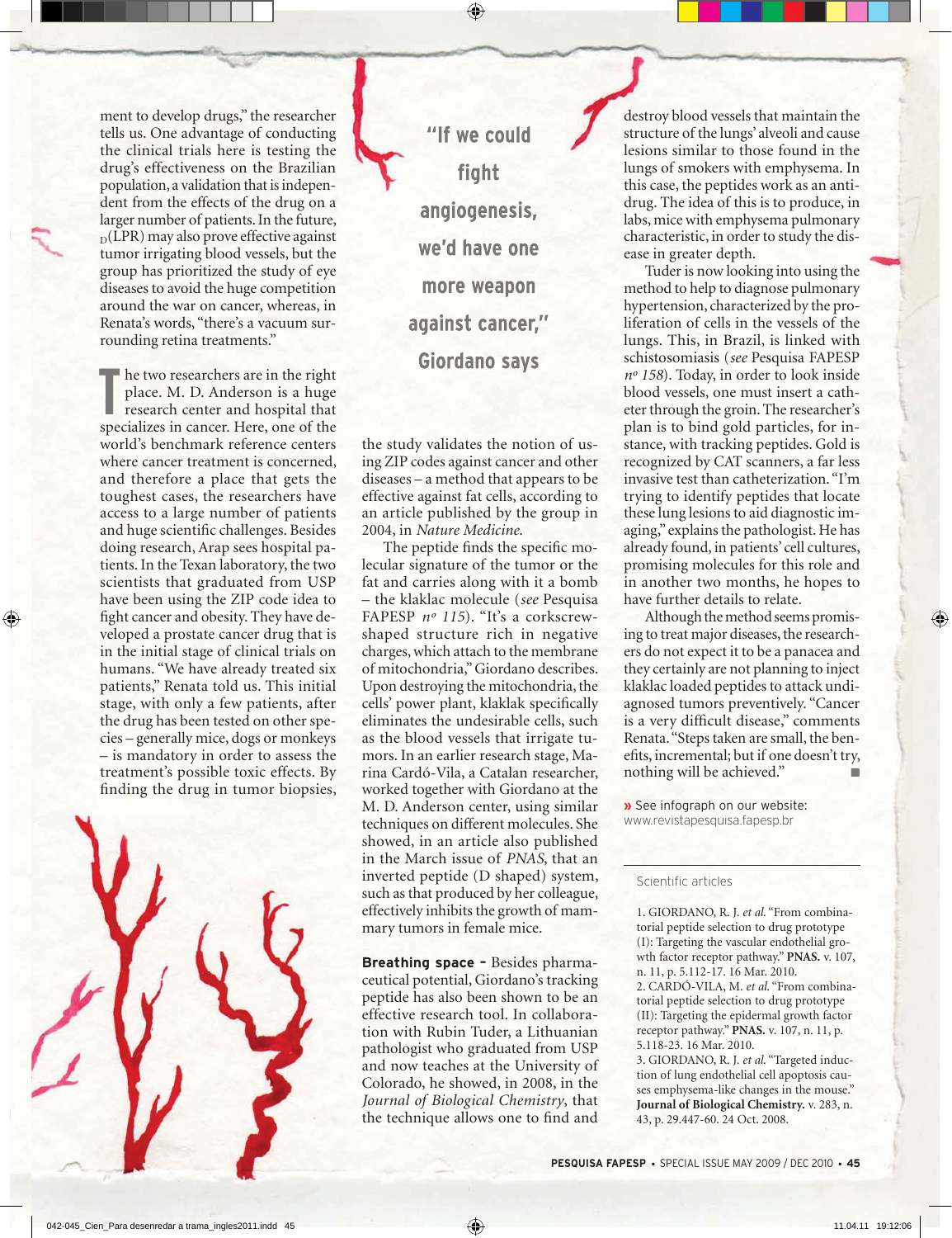ment to develop drugs," the researcher tells us. One advantage of conducting the clinical trials here is testing the drug's effectiveness on the Brazilian population, a validation that is independent from the effects of the drug on a larger number of patients. In the future, $_D$(LPR) may also prove effective against tumor irrigating blood vessels, but the group has prioritized the study of eye diseases to avoid the huge competition around the war on cancer, whereas, in Renata's words, "there's a vacuum surrounding retina treatments."

The two researchers are in the right place. M. D. Anderson is a huge research center and hospital that specializes in cancer. Here, one of the world's benchmark reference centers where cancer treatment is concerned, and therefore a place that gets the toughest cases, the researchers have access to a large number of patients and huge scientific challenges. Besides doing research, Arap sees hospital patients. In the Texan laboratory, the two scientists that graduated from USP have been using the ZIP code idea to fight cancer and obesity. They have developed a prostate cancer drug that is in the initial stage of clinical trials on humans. "We have already treated six patients," Renata told us. This initial stage, with only a few patients, after the drug has been tested on other species – generally mice, dogs or monkeys – is mandatory in order to assess the treatment's possible toxic effects. By finding the drug in tumor biopsies, the study validates the notion of using ZIP codes against cancer and other diseases – a method that appears to be effective against fat cells, according to an article published by the group in 2004, in *Nature Medicine*.

> **"If we could fight angiogenesis, we'd have one more weapon against cancer," Giordano says**

The peptide finds the specific molecular signature of the tumor or the fat and carries along with it a bomb – the klaklac molecule (*see* Pesquisa FAPESP *nº 115*). "It's a corkscrew-shaped structure rich in negative charges, which attach to the membrane of mitochondria," Giordano describes. Upon destroying the mitochondria, the cells' power plant, klaklak specifically eliminates the undesirable cells, such as the blood vessels that irrigate tumors. In an earlier research stage, Marina Cardó-Vila, a Catalan researcher, worked together with Giordano at the M. D. Anderson center, using similar techniques on different molecules. She showed, in an article also published in the March issue of *PNAS*, that an inverted peptide (D shaped) system, such as that produced by her colleague, effectively inhibits the growth of mammary tumors in female mice.

**Breathing space –** Besides pharmaceutical potential, Giordano's tracking peptide has also been shown to be an effective research tool. In collaboration with Rubin Tuder, a Lithuanian pathologist who graduated from USP and now teaches at the University of Colorado, he showed, in 2008, in the *Journal of Biological Chemistry*, that the technique allows one to find and destroy blood vessels that maintain the structure of the lungs' alveoli and cause lesions similar to those found in the lungs of smokers with emphysema. In this case, the peptides work as an anti-drug. The idea of this is to produce, in labs, mice with emphysema pulmonary characteristic, in order to study the disease in greater depth.

Tuder is now looking into using the method to help to diagnose pulmonary hypertension, characterized by the proliferation of cells in the vessels of the lungs. This, in Brazil, is linked with schistosomiasis (*see* Pesquisa FAPESP *nº 158*). Today, in order to look inside blood vessels, one must insert a catheter through the groin. The researcher's plan is to bind gold particles, for instance, with tracking peptides. Gold is recognized by CAT scanners, a far less invasive test than catheterization. "I'm trying to identify peptides that locate these lung lesions to aid diagnostic imaging," explains the pathologist. He has already found, in patients' cell cultures, promising molecules for this role and in another two months, he hopes to have further details to relate.

Although the method seems promising to treat major diseases, the researchers do not expect it to be a panacea and they certainly are not planning to inject klaklac loaded peptides to attack undiagnosed tumors preventively. "Cancer is a very difficult disease," comments Renata. "Steps taken are small, the benefits, incremental; but if one doesn't try, nothing will be achieved." ■

» See infograph on our website: www.revistapesquisa.fapesp.br

### Scientific articles

1. GIORDANO, R. J. *et al.* "From combinatorial peptide selection to drug prototype (I): Targeting the vascular endothelial growth factor receptor pathway." **PNAS.** v. 107, n. 11, p. 5.112-17. 16 Mar. 2010.
2. CARDÓ-VILA, M. *et al.* "From combinatorial peptide selection to drug prototype (II): Targeting the epidermal growth factor receptor pathway." **PNAS.** v. 107, n. 11, p. 5.118-23. 16 Mar. 2010.
3. GIORDANO, R. J. *et al.* "Targeted induction of lung endothelial cell apoptosis causes emphysema-like changes in the mouse." **Journal of Biological Chemistry.** v. 283, n. 43, p. 29.447-60. 24 Oct. 2008.